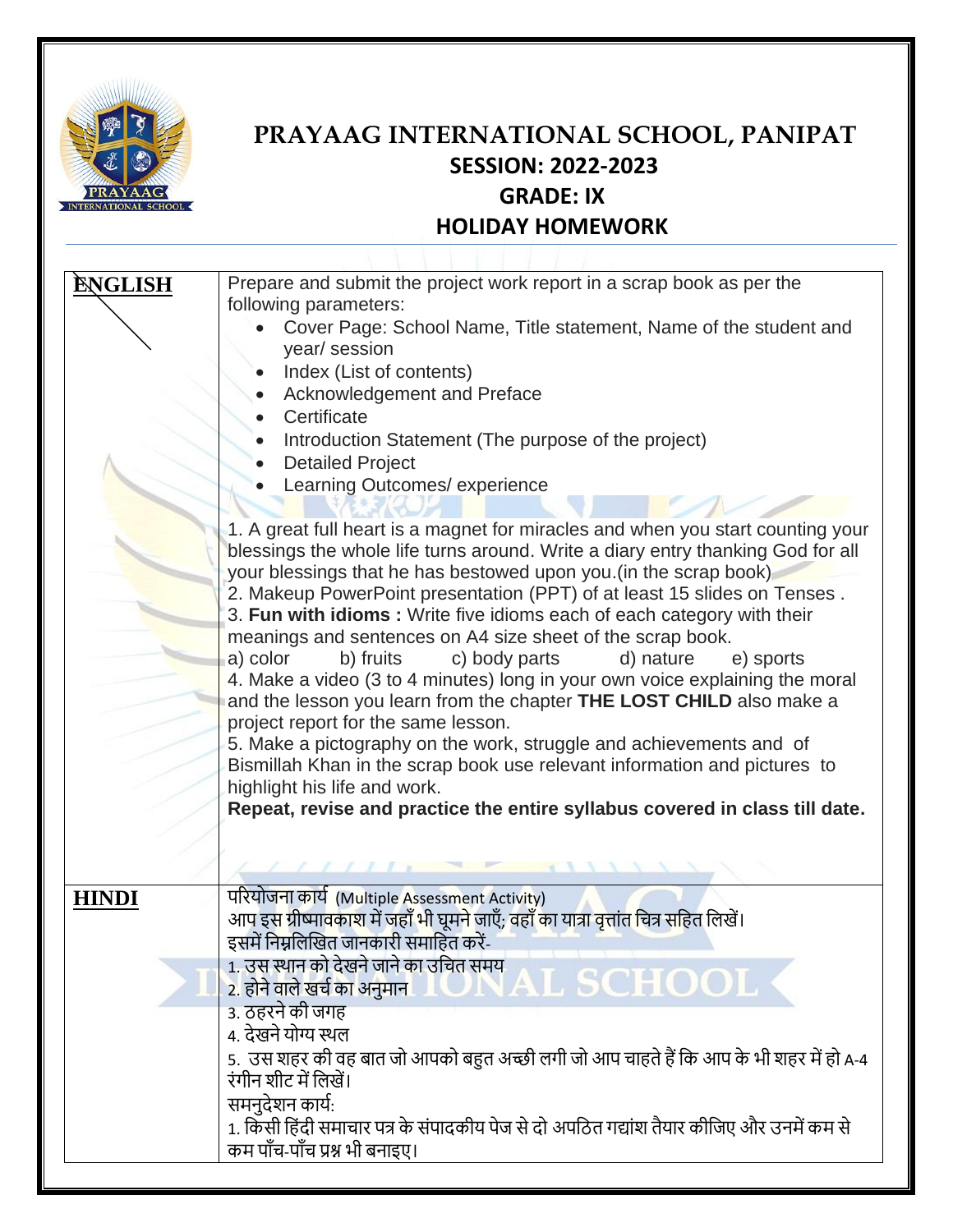# PRAYAAG INTERNATIONAL SCHOOL, PANIPAT

## SESSION: 2022-2023

## GRADE: IX

## HOLIDAY HOMEWORK

| | |
|---|---|
| **ENGLISH** | Prepare and submit the project work report in a scrap book as per the following parameters:<br>• Cover Page: School Name, Title statement, Name of the student and year/ session<br>• Index (List of contents)<br>• Acknowledgement and Preface<br>• Certificate<br>• Introduction Statement (The purpose of the project)<br>• Detailed Project<br>• Learning Outcomes/ experience<br><br>1. A great full heart is a magnet for miracles and when you start counting your blessings the whole life turns around. Write a diary entry thanking God for all your blessings that he has bestowed upon you.(in the scrap book)<br>2. Makeup PowerPoint presentation (PPT) of at least 15 slides on Tenses .<br>3. **Fun with idioms :** Write five idioms each of each category with their meanings and sentences on A4 size sheet of the scrap book.<br>a) color b) fruits c) body parts d) nature e) sports<br>4. Make a video (3 to 4 minutes) long in your own voice explaining the moral and the lesson you learn from the chapter **THE LOST CHILD** also make a project report for the same lesson.<br>5. Make a pictography on the work, struggle and achievements and of Bismillah Khan in the scrap book use relevant information and pictures to highlight his life and work.<br>**Repeat, revise and practice the entire syllabus covered in class till date.** |
| **HINDI** | परियोजना कार्य (Multiple Assessment Activity)<br>आप इस ग्रीष्मावकाश में जहाँ भी घूमने जाएँ; वहाँ का यात्रा वृत्तांत चित्र सहित लिखें।<br>इसमें निम्नलिखित जानकारी समाहित करें-<br>1. उस स्थान को देखने जाने का उचित समय<br>2. होने वाले खर्च का अनुमान<br>3. ठहरने की जगह<br>4. देखने योग्य स्थल<br>5. उस शहर की वह बात जो आपको बहुत अच्छी लगी जो आप चाहते हैं कि आप के भी शहर में हो A-4 रंगीन शीट में लिखें।<br>समनुदेशन कार्य:<br>1. किसी हिंदी समाचार पत्र के संपादकीय पेज से दो अपठित गद्यांश तैयार कीजिए और उनमें कम से कम पाँच-पाँच प्रश्न भी बनाइए। |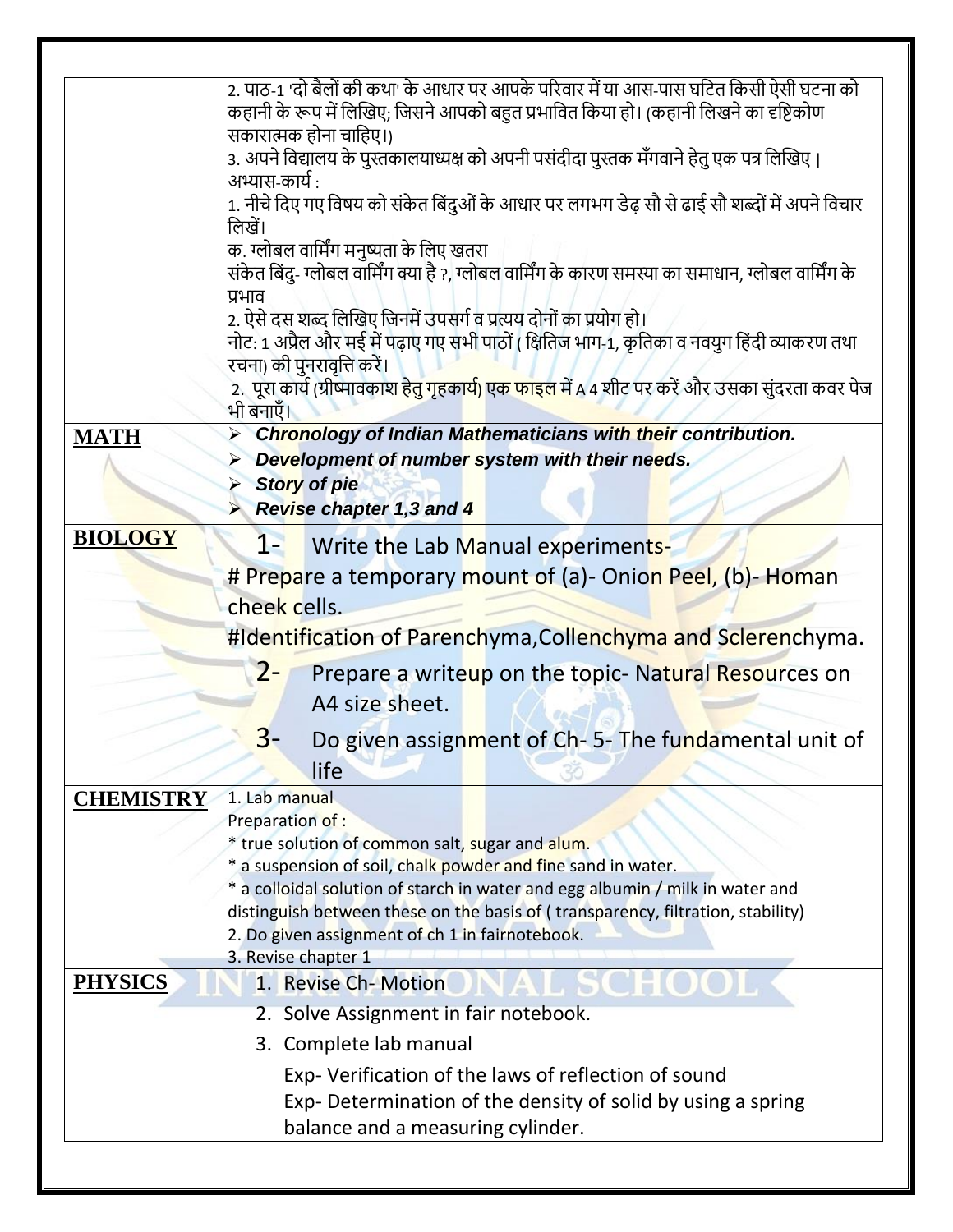| | |
|---|---|
| | 2. पाठ-1 'दो बैलों की कथा' के आधार पर आपके परिवार में या आस-पास घटित किसी ऐसी घटना को कहानी के रूप में लिखिए; जिसने आपको बहुत प्रभावित किया हो। (कहानी लिखने का दृष्टिकोण सकारात्मक होना चाहिए।)<br>3. अपने विद्यालय के पुस्तकालयाध्यक्ष को अपनी पसंदीदा पुस्तक मँगवाने हेतु एक पत्र लिखिए।<br>अभ्यास-कार्य :<br>1. नीचे दिए गए विषय को संकेत बिंदुओं के आधार पर लगभग डेढ़ सौ से ढाई सौ शब्दों में अपने विचार लिखें।<br>क. ग्लोबल वार्मिंग मनुष्यता के लिए खतरा<br>संकेत बिंदु- ग्लोबल वार्मिंग क्या है ?, ग्लोबल वार्मिंग के कारण समस्या का समाधान, ग्लोबल वार्मिंग के प्रभाव<br>2. ऐसे दस शब्द लिखिए जिनमें उपसर्ग व प्रत्यय दोनों का प्रयोग हो।<br>नोट: 1 अप्रैल और मई में पढ़ाए गए सभी पाठों ( क्षितिज भाग-1, कृतिका व नवयुग हिंदी व्याकरण तथा रचना) की पुनरावृत्ति करें।<br>2. पूरा कार्य (ग्रीष्मावकाश हेतु गृहकार्य) एक फाइल में A 4 शीट पर करें और उसका सुंदरता कवर पेज भी बनाएँ। |
| **MATH** | ➢ ***Chronology of Indian Mathematicians with their contribution.***<br>➢ ***Development of number system with their needs.***<br>➢ ***Story of pie***<br>➢ ***Revise chapter 1,3 and 4*** |
| **BIOLOGY** | 1- Write the Lab Manual experiments-<br># Prepare a temporary mount of (a)- Onion Peel, (b)- Homan cheek cells.<br>#Identification of Parenchyma,Collenchyma and Sclerenchyma.<br>2- Prepare a writeup on the topic- Natural Resources on A4 size sheet.<br>3- Do given assignment of Ch- 5- The fundamental unit of life |
| **CHEMISTRY** | 1. Lab manual<br>Preparation of :<br>* true solution of common salt, sugar and alum.<br>* a suspension of soil, chalk powder and fine sand in water.<br>* a colloidal solution of starch in water and egg albumin / milk in water and distinguish between these on the basis of ( transparency, filtration, stability)<br>2. Do given assignment of ch 1 in fairnotebook.<br>3. Revise chapter 1 |
| **PHYSICS** | 1. Revise Ch- Motion<br>2. Solve Assignment in fair notebook.<br>3. Complete lab manual<br>Exp- Verification of the laws of reflection of sound<br>Exp- Determination of the density of solid by using a spring balance and a measuring cylinder. |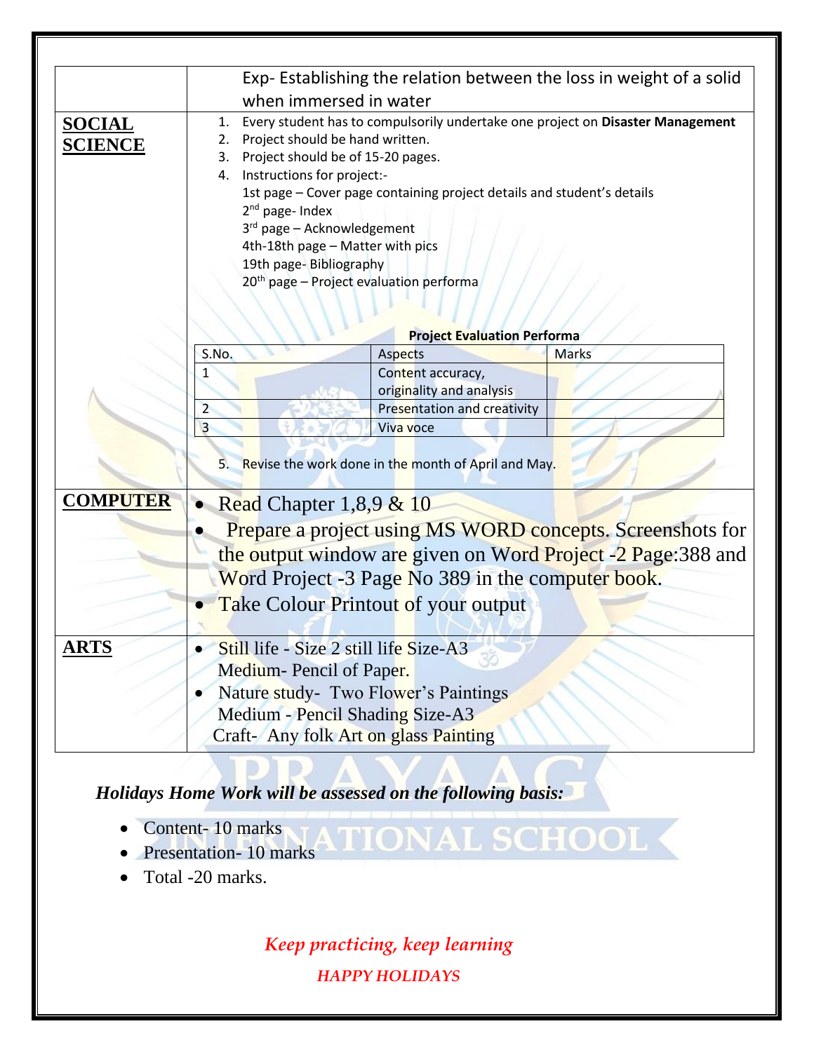| | |
|---|---|
| | Exp- Establishing the relation between the loss in weight of a solid when immersed in water |
| **SOCIAL SCIENCE** | 1. Every student has to compulsorily undertake one project on **Disaster Management**<br>2. Project should be hand written.<br>3. Project should be of 15-20 pages.<br>4. Instructions for project:-<br>1st page – Cover page containing project details and student's details<br>2nd page- Index<br>3rd page – Acknowledgement<br>4th-18th page – Matter with pics<br>19th page- Bibliography<br>20th page – Project evaluation performa<br><br>**Project Evaluation Performa**<br><br>S.No. / Aspects / Marks<br>1 / Content accuracy, originality and analysis /<br>2 / Presentation and creativity /<br>3 / Viva voce /<br><br>5. Revise the work done in the month of April and May. |
| **COMPUTER** | • Read Chapter 1,8,9 & 10<br>• Prepare a project using MS WORD concepts. Screenshots for the output window are given on Word Project -2 Page:388 and Word Project -3 Page No 389 in the computer book.<br>• Take Colour Printout of your output |
| **ARTS** | • Still life - Size 2 still life Size-A3<br>Medium- Pencil of Paper.<br>• Nature study- Two Flower's Paintings<br>Medium - Pencil Shading Size-A3<br>Craft- Any folk Art on glass Painting |

**Project Evaluation Performa**

| S.No. | Aspects | Marks |
|---|---|---|
| 1 | Content accuracy, originality and analysis | |
| 2 | Presentation and creativity | |
| 3 | Viva voce | |

***Holidays Home Work will be assessed on the following basis:***

- Content- 10 marks
- Presentation- 10 marks
- Total -20 marks.

*Keep practicing, keep learning*

*HAPPY HOLIDAYS*